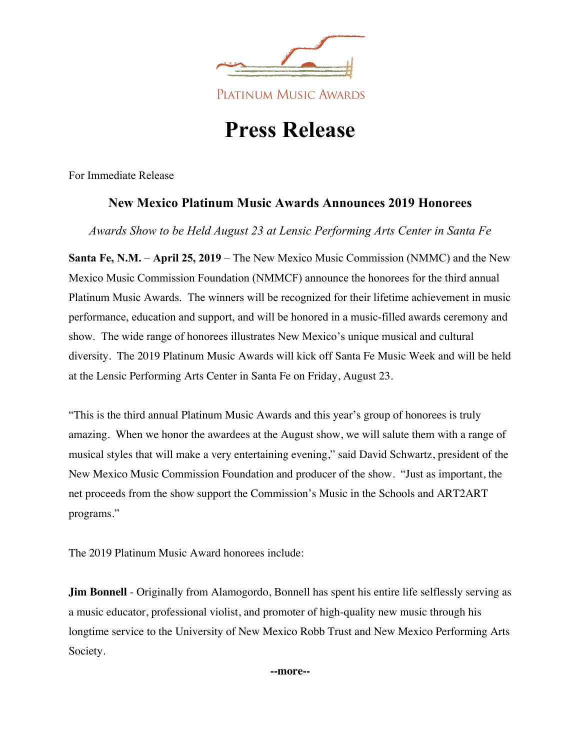PLATINUM MUSIC AWARDS

# Press Release

For Immediate Release

## New Mexico Platinum Music Awards Announces 2019 Honorees

*Awards Show to be Held August 23 at Lensic Performing Arts Center in Santa Fe*

**Santa Fe, N.M.** – **April 25, 2019** – The New Mexico Music Commission (NMMC) and the New Mexico Music Commission Foundation (NMMCF) announce the honorees for the third annual Platinum Music Awards. The winners will be recognized for their lifetime achievement in music performance, education and support, and will be honored in a music-filled awards ceremony and show. The wide range of honorees illustrates New Mexico's unique musical and cultural diversity. The 2019 Platinum Music Awards will kick off Santa Fe Music Week and will be held at the Lensic Performing Arts Center in Santa Fe on Friday, August 23.

"This is the third annual Platinum Music Awards and this year's group of honorees is truly amazing. When we honor the awardees at the August show, we will salute them with a range of musical styles that will make a very entertaining evening," said David Schwartz, president of the New Mexico Music Commission Foundation and producer of the show. "Just as important, the net proceeds from the show support the Commission's Music in the Schools and ART2ART programs."

The 2019 Platinum Music Award honorees include:

**Jim Bonnell** - Originally from Alamogordo, Bonnell has spent his entire life selflessly serving as a music educator, professional violist, and promoter of high-quality new music through his longtime service to the University of New Mexico Robb Trust and New Mexico Performing Arts Society.

**--more--**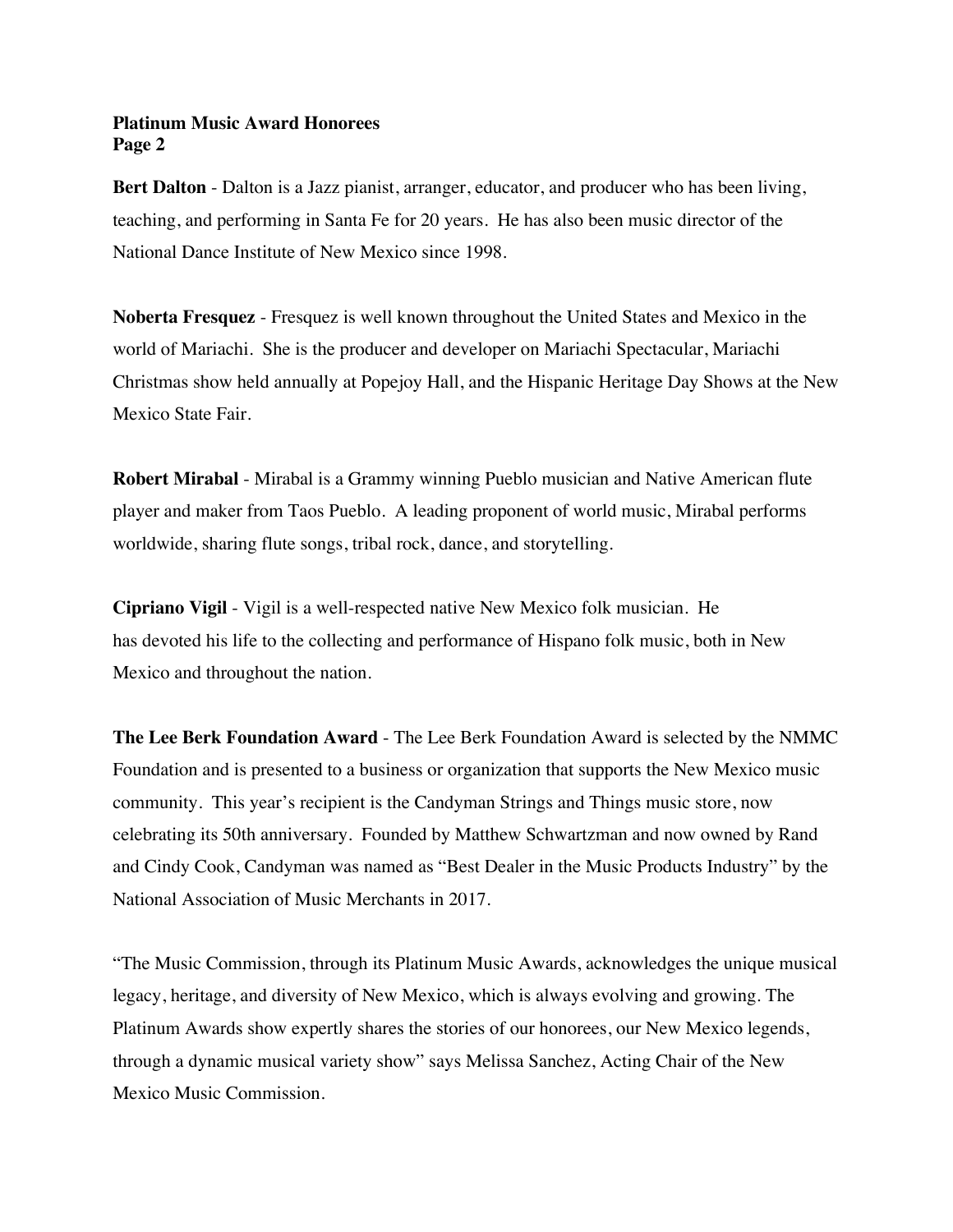**Bert Dalton** - Dalton is a Jazz pianist, arranger, educator, and producer who has been living, teaching, and performing in Santa Fe for 20 years. He has also been music director of the National Dance Institute of New Mexico since 1998.

**Noberta Fresquez** - Fresquez is well known throughout the United States and Mexico in the world of Mariachi. She is the producer and developer on Mariachi Spectacular, Mariachi Christmas show held annually at Popejoy Hall, and the Hispanic Heritage Day Shows at the New Mexico State Fair.

**Robert Mirabal** - Mirabal is a Grammy winning Pueblo musician and Native American flute player and maker from Taos Pueblo. A leading proponent of world music, Mirabal performs worldwide, sharing flute songs, tribal rock, dance, and storytelling.

**Cipriano Vigil** - Vigil is a well-respected native New Mexico folk musician. He has devoted his life to the collecting and performance of Hispano folk music, both in New Mexico and throughout the nation.

**The Lee Berk Foundation Award** - The Lee Berk Foundation Award is selected by the NMMC Foundation and is presented to a business or organization that supports the New Mexico music community. This year's recipient is the Candyman Strings and Things music store, now celebrating its 50th anniversary. Founded by Matthew Schwartzman and now owned by Rand and Cindy Cook, Candyman was named as "Best Dealer in the Music Products Industry" by the National Association of Music Merchants in 2017.

"The Music Commission, through its Platinum Music Awards, acknowledges the unique musical legacy, heritage, and diversity of New Mexico, which is always evolving and growing. The Platinum Awards show expertly shares the stories of our honorees, our New Mexico legends, through a dynamic musical variety show" says Melissa Sanchez, Acting Chair of the New Mexico Music Commission.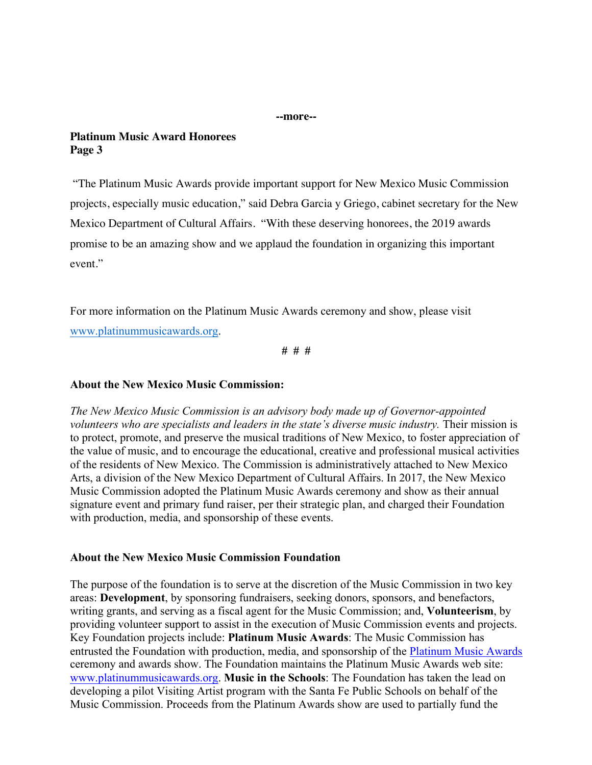--more--

**Platinum Music Award Honorees**
**Page 3**

"The Platinum Music Awards provide important support for New Mexico Music Commission projects, especially music education," said Debra Garcia y Griego, cabinet secretary for the New Mexico Department of Cultural Affairs. "With these deserving honorees, the 2019 awards promise to be an amazing show and we applaud the foundation in organizing this important event."

For more information on the Platinum Music Awards ceremony and show, please visit [www.platinummusicawards.org](http://www.platinummusicawards.org).

# # #

**About the New Mexico Music Commission:**

*The New Mexico Music Commission is an advisory body made up of Governor-appointed volunteers who are specialists and leaders in the state's diverse music industry.* Their mission is to protect, promote, and preserve the musical traditions of New Mexico, to foster appreciation of the value of music, and to encourage the educational, creative and professional musical activities of the residents of New Mexico. The Commission is administratively attached to New Mexico Arts, a division of the New Mexico Department of Cultural Affairs. In 2017, the New Mexico Music Commission adopted the Platinum Music Awards ceremony and show as their annual signature event and primary fund raiser, per their strategic plan, and charged their Foundation with production, media, and sponsorship of these events.

**About the New Mexico Music Commission Foundation**

The purpose of the foundation is to serve at the discretion of the Music Commission in two key areas: **Development**, by sponsoring fundraisers, seeking donors, sponsors, and benefactors, writing grants, and serving as a fiscal agent for the Music Commission; and, **Volunteerism**, by providing volunteer support to assist in the execution of Music Commission events and projects. Key Foundation projects include: **Platinum Music Awards**: The Music Commission has entrusted the Foundation with production, media, and sponsorship of the Platinum Music Awards ceremony and awards show. The Foundation maintains the Platinum Music Awards web site: [www.platinummusicawards.org](http://www.platinummusicawards.org). **Music in the Schools**: The Foundation has taken the lead on developing a pilot Visiting Artist program with the Santa Fe Public Schools on behalf of the Music Commission. Proceeds from the Platinum Awards show are used to partially fund the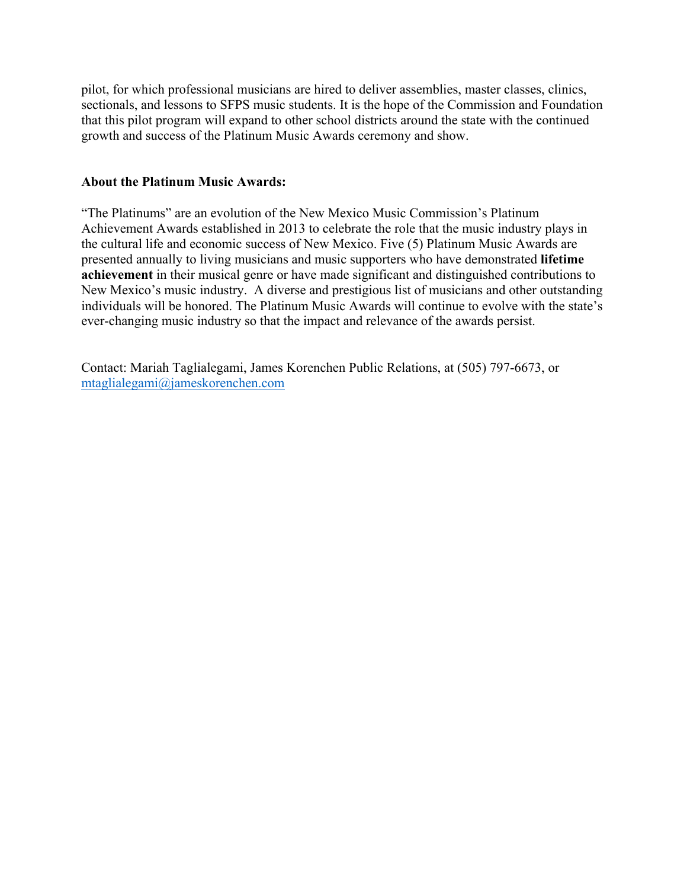pilot, for which professional musicians are hired to deliver assemblies, master classes, clinics, sectionals, and lessons to SFPS music students. It is the hope of the Commission and Foundation that this pilot program will expand to other school districts around the state with the continued growth and success of the Platinum Music Awards ceremony and show.

**About the Platinum Music Awards:**

"The Platinums" are an evolution of the New Mexico Music Commission's Platinum Achievement Awards established in 2013 to celebrate the role that the music industry plays in the cultural life and economic success of New Mexico. Five (5) Platinum Music Awards are presented annually to living musicians and music supporters who have demonstrated **lifetime achievement** in their musical genre or have made significant and distinguished contributions to New Mexico's music industry. A diverse and prestigious list of musicians and other outstanding individuals will be honored. The Platinum Music Awards will continue to evolve with the state's ever-changing music industry so that the impact and relevance of the awards persist.

Contact: Mariah Taglialegami, James Korenchen Public Relations, at (505) 797-6673, or mtaglialegami@jameskorenchen.com